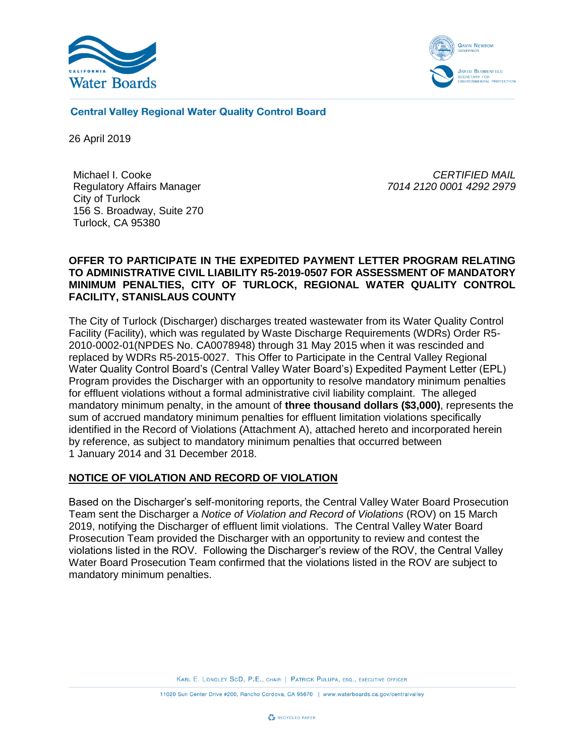**Central Valley Regional Water Quality Control Board**

26 April 2019

Michael I. Cooke
Regulatory Affairs Manager
City of Turlock
156 S. Broadway, Suite 270
Turlock, CA 95380

*CERTIFIED MAIL*
*7014 2120 0001 4292 2979*

**OFFER TO PARTICIPATE IN THE EXPEDITED PAYMENT LETTER PROGRAM RELATING TO ADMINISTRATIVE CIVIL LIABILITY R5-2019-0507 FOR ASSESSMENT OF MANDATORY MINIMUM PENALTIES, CITY OF TURLOCK, REGIONAL WATER QUALITY CONTROL FACILITY, STANISLAUS COUNTY**

The City of Turlock (Discharger) discharges treated wastewater from its Water Quality Control Facility (Facility), which was regulated by Waste Discharge Requirements (WDRs) Order R5-2010-0002-01(NPDES No. CA0078948) through 31 May 2015 when it was rescinded and replaced by WDRs R5-2015-0027. This Offer to Participate in the Central Valley Regional Water Quality Control Board's (Central Valley Water Board's) Expedited Payment Letter (EPL) Program provides the Discharger with an opportunity to resolve mandatory minimum penalties for effluent violations without a formal administrative civil liability complaint. The alleged mandatory minimum penalty, in the amount of **three thousand dollars ($3,000)**, represents the sum of accrued mandatory minimum penalties for effluent limitation violations specifically identified in the Record of Violations (Attachment A), attached hereto and incorporated herein by reference, as subject to mandatory minimum penalties that occurred between 1 January 2014 and 31 December 2018.

## NOTICE OF VIOLATION AND RECORD OF VIOLATION

Based on the Discharger's self-monitoring reports, the Central Valley Water Board Prosecution Team sent the Discharger a *Notice of Violation and Record of Violations* (ROV) on 15 March 2019, notifying the Discharger of effluent limit violations. The Central Valley Water Board Prosecution Team provided the Discharger with an opportunity to review and contest the violations listed in the ROV. Following the Discharger's review of the ROV, the Central Valley Water Board Prosecution Team confirmed that the violations listed in the ROV are subject to mandatory minimum penalties.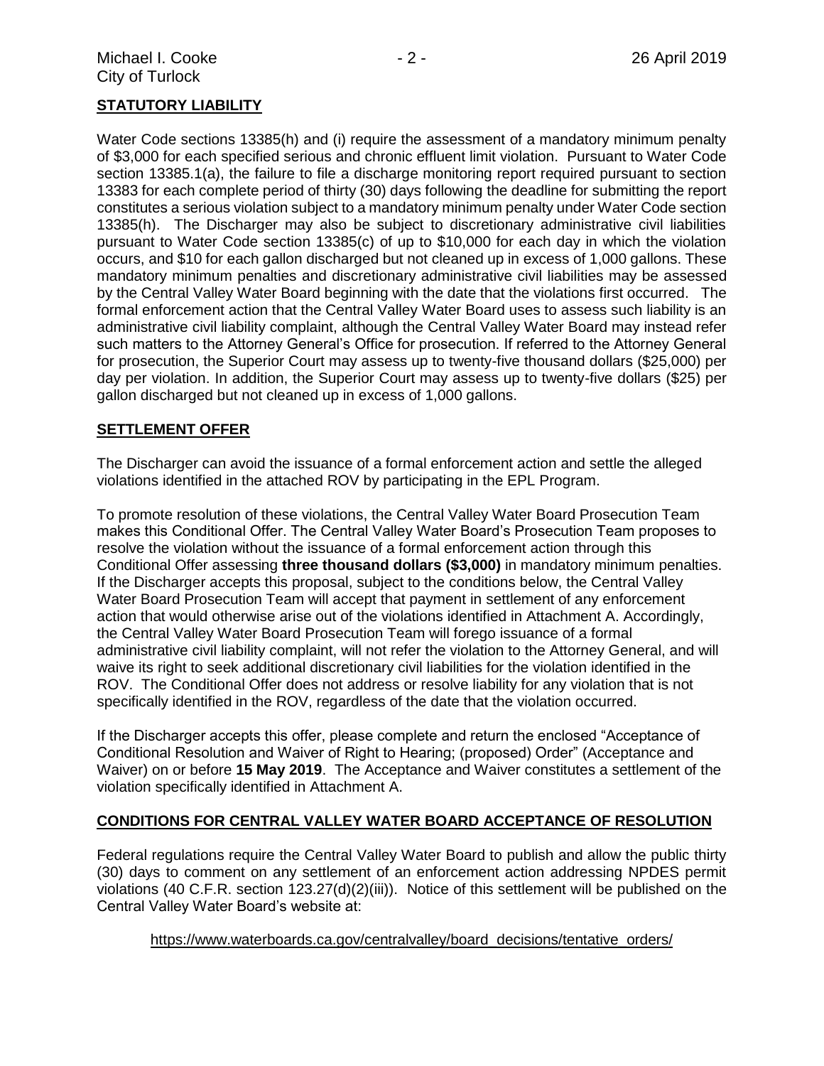## STATUTORY LIABILITY

Water Code sections 13385(h) and (i) require the assessment of a mandatory minimum penalty of $3,000 for each specified serious and chronic effluent limit violation. Pursuant to Water Code section 13385.1(a), the failure to file a discharge monitoring report required pursuant to section 13383 for each complete period of thirty (30) days following the deadline for submitting the report constitutes a serious violation subject to a mandatory minimum penalty under Water Code section 13385(h). The Discharger may also be subject to discretionary administrative civil liabilities pursuant to Water Code section 13385(c) of up to $10,000 for each day in which the violation occurs, and $10 for each gallon discharged but not cleaned up in excess of 1,000 gallons. These mandatory minimum penalties and discretionary administrative civil liabilities may be assessed by the Central Valley Water Board beginning with the date that the violations first occurred. The formal enforcement action that the Central Valley Water Board uses to assess such liability is an administrative civil liability complaint, although the Central Valley Water Board may instead refer such matters to the Attorney General's Office for prosecution. If referred to the Attorney General for prosecution, the Superior Court may assess up to twenty-five thousand dollars ($25,000) per day per violation. In addition, the Superior Court may assess up to twenty-five dollars ($25) per gallon discharged but not cleaned up in excess of 1,000 gallons.

## SETTLEMENT OFFER

The Discharger can avoid the issuance of a formal enforcement action and settle the alleged violations identified in the attached ROV by participating in the EPL Program.

To promote resolution of these violations, the Central Valley Water Board Prosecution Team makes this Conditional Offer. The Central Valley Water Board's Prosecution Team proposes to resolve the violation without the issuance of a formal enforcement action through this Conditional Offer assessing **three thousand dollars ($3,000)** in mandatory minimum penalties. If the Discharger accepts this proposal, subject to the conditions below, the Central Valley Water Board Prosecution Team will accept that payment in settlement of any enforcement action that would otherwise arise out of the violations identified in Attachment A. Accordingly, the Central Valley Water Board Prosecution Team will forego issuance of a formal administrative civil liability complaint, will not refer the violation to the Attorney General, and will waive its right to seek additional discretionary civil liabilities for the violation identified in the ROV. The Conditional Offer does not address or resolve liability for any violation that is not specifically identified in the ROV, regardless of the date that the violation occurred.

If the Discharger accepts this offer, please complete and return the enclosed "Acceptance of Conditional Resolution and Waiver of Right to Hearing; (proposed) Order" (Acceptance and Waiver) on or before **15 May 2019**. The Acceptance and Waiver constitutes a settlement of the violation specifically identified in Attachment A.

## CONDITIONS FOR CENTRAL VALLEY WATER BOARD ACCEPTANCE OF RESOLUTION

Federal regulations require the Central Valley Water Board to publish and allow the public thirty (30) days to comment on any settlement of an enforcement action addressing NPDES permit violations (40 C.F.R. section 123.27(d)(2)(iii)). Notice of this settlement will be published on the Central Valley Water Board's website at:

https://www.waterboards.ca.gov/centralvalley/board_decisions/tentative_orders/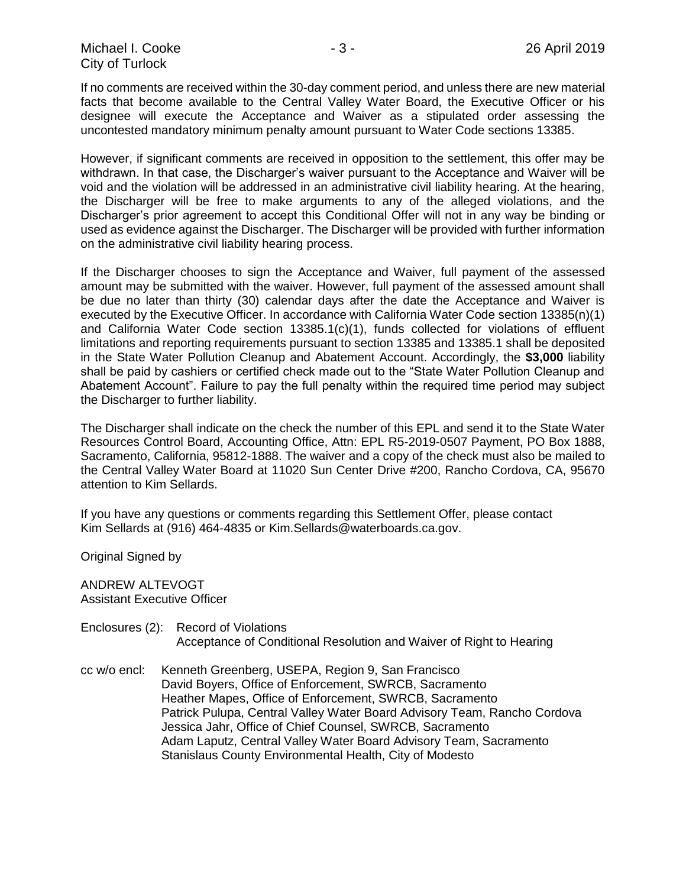If no comments are received within the 30-day comment period, and unless there are new material facts that become available to the Central Valley Water Board, the Executive Officer or his designee will execute the Acceptance and Waiver as a stipulated order assessing the uncontested mandatory minimum penalty amount pursuant to Water Code sections 13385.

However, if significant comments are received in opposition to the settlement, this offer may be withdrawn. In that case, the Discharger's waiver pursuant to the Acceptance and Waiver will be void and the violation will be addressed in an administrative civil liability hearing. At the hearing, the Discharger will be free to make arguments to any of the alleged violations, and the Discharger's prior agreement to accept this Conditional Offer will not in any way be binding or used as evidence against the Discharger. The Discharger will be provided with further information on the administrative civil liability hearing process.

If the Discharger chooses to sign the Acceptance and Waiver, full payment of the assessed amount may be submitted with the waiver. However, full payment of the assessed amount shall be due no later than thirty (30) calendar days after the date the Acceptance and Waiver is executed by the Executive Officer. In accordance with California Water Code section 13385(n)(1) and California Water Code section 13385.1(c)(1), funds collected for violations of effluent limitations and reporting requirements pursuant to section 13385 and 13385.1 shall be deposited in the State Water Pollution Cleanup and Abatement Account. Accordingly, the **$3,000** liability shall be paid by cashiers or certified check made out to the "State Water Pollution Cleanup and Abatement Account". Failure to pay the full penalty within the required time period may subject the Discharger to further liability.

The Discharger shall indicate on the check the number of this EPL and send it to the State Water Resources Control Board, Accounting Office, Attn: EPL R5-2019-0507 Payment, PO Box 1888, Sacramento, California, 95812-1888. The waiver and a copy of the check must also be mailed to the Central Valley Water Board at 11020 Sun Center Drive #200, Rancho Cordova, CA, 95670 attention to Kim Sellards.

If you have any questions or comments regarding this Settlement Offer, please contact Kim Sellards at (916) 464-4835 or Kim.Sellards@waterboards.ca.gov.

Original Signed by

ANDREW ALTEVOGT
Assistant Executive Officer

Enclosures (2): Record of Violations
Acceptance of Conditional Resolution and Waiver of Right to Hearing

cc w/o encl: Kenneth Greenberg, USEPA, Region 9, San Francisco
David Boyers, Office of Enforcement, SWRCB, Sacramento
Heather Mapes, Office of Enforcement, SWRCB, Sacramento
Patrick Pulupa, Central Valley Water Board Advisory Team, Rancho Cordova
Jessica Jahr, Office of Chief Counsel, SWRCB, Sacramento
Adam Laputz, Central Valley Water Board Advisory Team, Sacramento
Stanislaus County Environmental Health, City of Modesto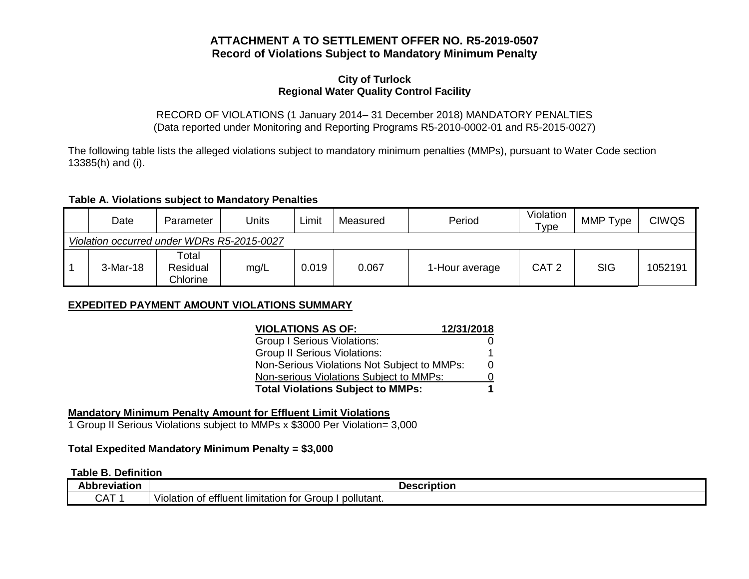# ATTACHMENT A TO SETTLEMENT OFFER NO. R5-2019-0507
## Record of Violations Subject to Mandatory Minimum Penalty

### City of Turlock
### Regional Water Quality Control Facility

RECORD OF VIOLATIONS (1 January 2014– 31 December 2018) MANDATORY PENALTIES
(Data reported under Monitoring and Reporting Programs R5-2010-0002-01 and R5-2015-0027)

The following table lists the alleged violations subject to mandatory minimum penalties (MMPs), pursuant to Water Code section 13385(h) and (i).

**Table A. Violations subject to Mandatory Penalties**

| | Date | Parameter | Units | Limit | Measured | Period | Violation Type | MMP Type | CIWQS |
|---|---|---|---|---|---|---|---|---|---|
| *Violation occurred under WDRs R5-2015-0027* | | | | | | | | | |
| 1 | 3-Mar-18 | Total Residual Chlorine | mg/L | 0.019 | 0.067 | 1-Hour average | CAT 2 | SIG | 1052191 |

**EXPEDITED PAYMENT AMOUNT VIOLATIONS SUMMARY**

| **VIOLATIONS AS OF:** | **12/31/2018** |
|---|---|
| Group I Serious Violations: | 0 |
| Group II Serious Violations: | 1 |
| Non-Serious Violations Not Subject to MMPs: | 0 |
| Non-serious Violations Subject to MMPs: | 0 |
| **Total Violations Subject to MMPs:** | **1** |

**Mandatory Minimum Penalty Amount for Effluent Limit Violations**
1 Group II Serious Violations subject to MMPs x $3000 Per Violation= 3,000

**Total Expedited Mandatory Minimum Penalty = $3,000**

**Table B. Definition**

| **Abbreviation** | **Description** |
|---|---|
| CAT 1 | Violation of effluent limitation for Group I pollutant. |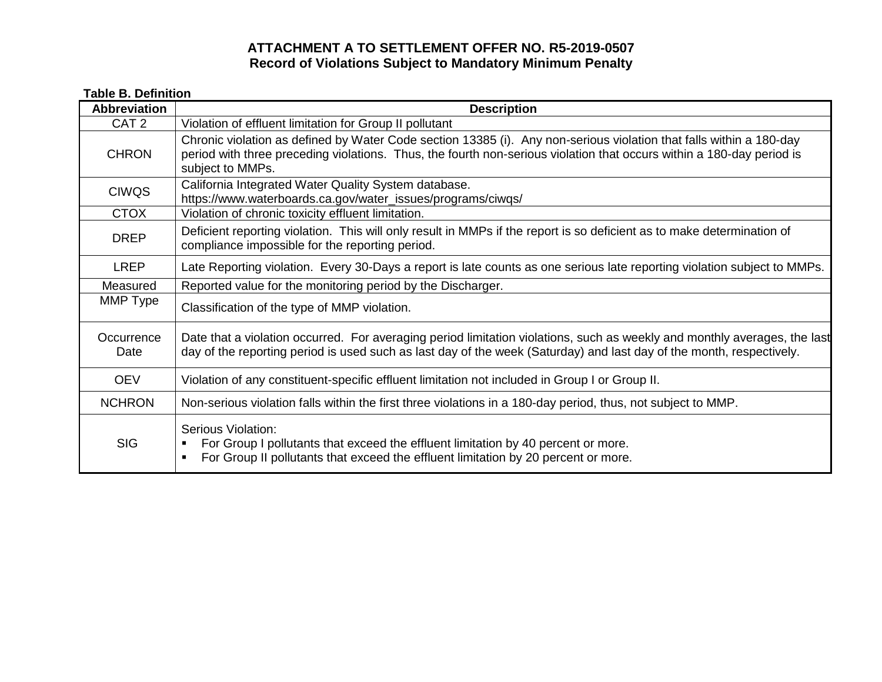**ATTACHMENT A TO SETTLEMENT OFFER NO. R5-2019-0507**
**Record of Violations Subject to Mandatory Minimum Penalty**

**Table B. Definition**

| Abbreviation | Description |
|---|---|
| CAT 2 | Violation of effluent limitation for Group II pollutant |
| CHRON | Chronic violation as defined by Water Code section 13385 (i). Any non-serious violation that falls within a 180-day period with three preceding violations. Thus, the fourth non-serious violation that occurs within a 180-day period is subject to MMPs. |
| CIWQS | California Integrated Water Quality System database. https://www.waterboards.ca.gov/water_issues/programs/ciwqs/ |
| CTOX | Violation of chronic toxicity effluent limitation. |
| DREP | Deficient reporting violation. This will only result in MMPs if the report is so deficient as to make determination of compliance impossible for the reporting period. |
| LREP | Late Reporting violation. Every 30-Days a report is late counts as one serious late reporting violation subject to MMPs. |
| Measured | Reported value for the monitoring period by the Discharger. |
| MMP Type | Classification of the type of MMP violation. |
| Occurrence Date | Date that a violation occurred. For averaging period limitation violations, such as weekly and monthly averages, the last day of the reporting period is used such as last day of the week (Saturday) and last day of the month, respectively. |
| OEV | Violation of any constituent-specific effluent limitation not included in Group I or Group II. |
| NCHRON | Non-serious violation falls within the first three violations in a 180-day period, thus, not subject to MMP. |
| SIG | Serious Violation: <br>▪ For Group I pollutants that exceed the effluent limitation by 40 percent or more. <br>▪ For Group II pollutants that exceed the effluent limitation by 20 percent or more. |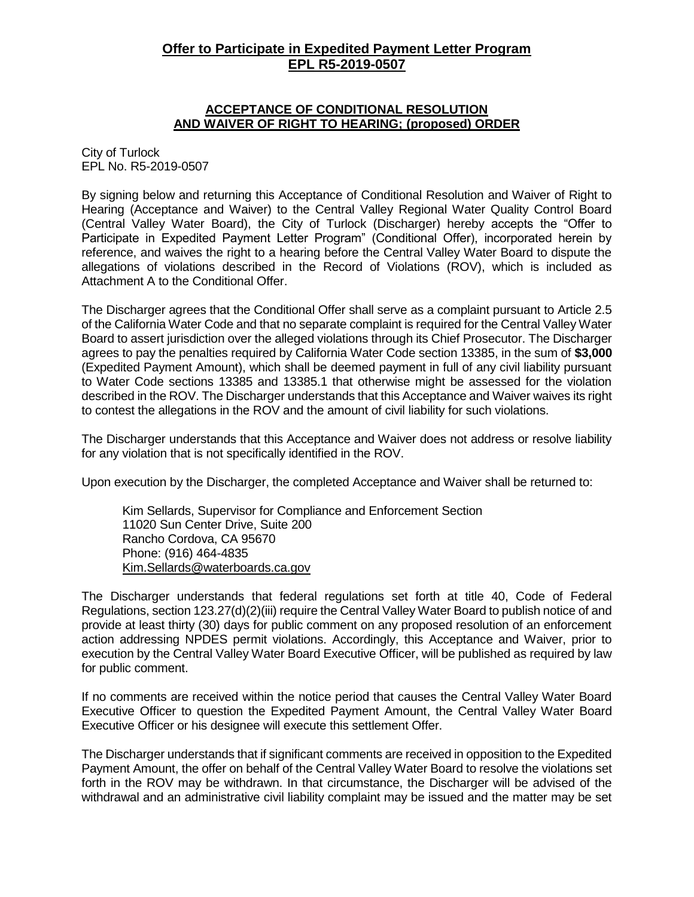## Offer to Participate in Expedited Payment Letter Program EPL R5-2019-0507

### ACCEPTANCE OF CONDITIONAL RESOLUTION AND WAIVER OF RIGHT TO HEARING; (proposed) ORDER

City of Turlock
EPL No. R5-2019-0507

By signing below and returning this Acceptance of Conditional Resolution and Waiver of Right to Hearing (Acceptance and Waiver) to the Central Valley Regional Water Quality Control Board (Central Valley Water Board), the City of Turlock (Discharger) hereby accepts the "Offer to Participate in Expedited Payment Letter Program" (Conditional Offer), incorporated herein by reference, and waives the right to a hearing before the Central Valley Water Board to dispute the allegations of violations described in the Record of Violations (ROV), which is included as Attachment A to the Conditional Offer.

The Discharger agrees that the Conditional Offer shall serve as a complaint pursuant to Article 2.5 of the California Water Code and that no separate complaint is required for the Central Valley Water Board to assert jurisdiction over the alleged violations through its Chief Prosecutor. The Discharger agrees to pay the penalties required by California Water Code section 13385, in the sum of **$3,000** (Expedited Payment Amount), which shall be deemed payment in full of any civil liability pursuant to Water Code sections 13385 and 13385.1 that otherwise might be assessed for the violation described in the ROV. The Discharger understands that this Acceptance and Waiver waives its right to contest the allegations in the ROV and the amount of civil liability for such violations.

The Discharger understands that this Acceptance and Waiver does not address or resolve liability for any violation that is not specifically identified in the ROV.

Upon execution by the Discharger, the completed Acceptance and Waiver shall be returned to:

Kim Sellards, Supervisor for Compliance and Enforcement Section
11020 Sun Center Drive, Suite 200
Rancho Cordova, CA 95670
Phone: (916) 464-4835
Kim.Sellards@waterboards.ca.gov

The Discharger understands that federal regulations set forth at title 40, Code of Federal Regulations, section 123.27(d)(2)(iii) require the Central Valley Water Board to publish notice of and provide at least thirty (30) days for public comment on any proposed resolution of an enforcement action addressing NPDES permit violations. Accordingly, this Acceptance and Waiver, prior to execution by the Central Valley Water Board Executive Officer, will be published as required by law for public comment.

If no comments are received within the notice period that causes the Central Valley Water Board Executive Officer to question the Expedited Payment Amount, the Central Valley Water Board Executive Officer or his designee will execute this settlement Offer.

The Discharger understands that if significant comments are received in opposition to the Expedited Payment Amount, the offer on behalf of the Central Valley Water Board to resolve the violations set forth in the ROV may be withdrawn. In that circumstance, the Discharger will be advised of the withdrawal and an administrative civil liability complaint may be issued and the matter may be set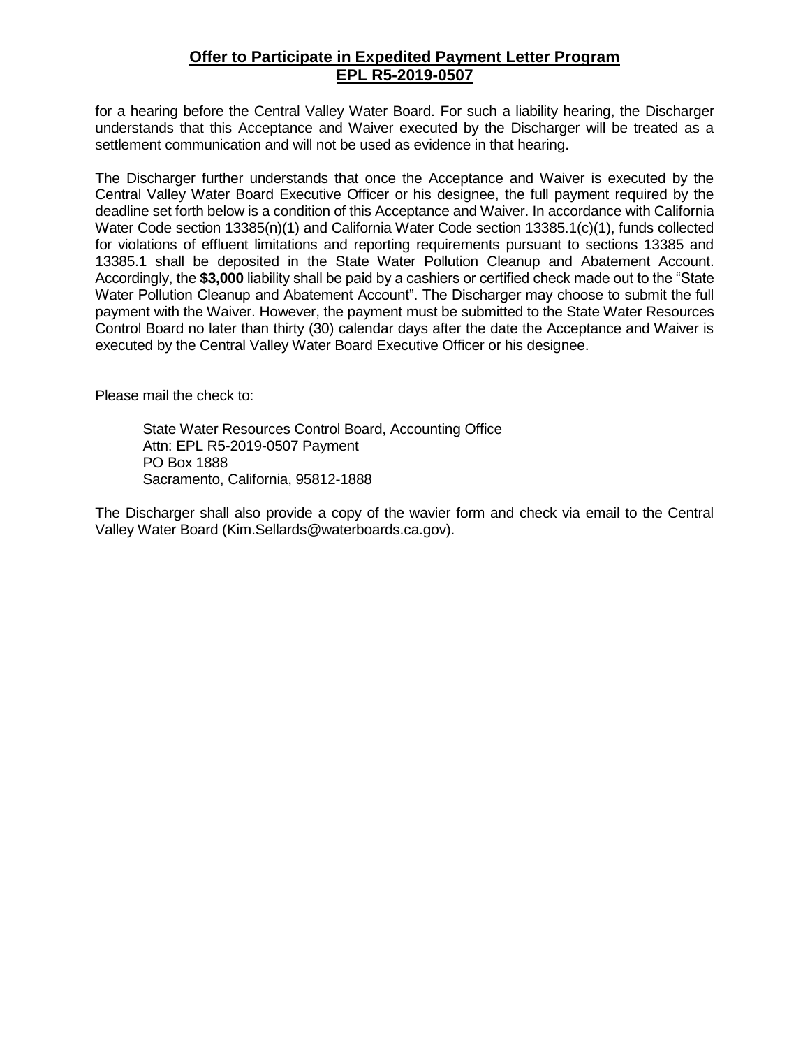for a hearing before the Central Valley Water Board. For such a liability hearing, the Discharger understands that this Acceptance and Waiver executed by the Discharger will be treated as a settlement communication and will not be used as evidence in that hearing.

The Discharger further understands that once the Acceptance and Waiver is executed by the Central Valley Water Board Executive Officer or his designee, the full payment required by the deadline set forth below is a condition of this Acceptance and Waiver. In accordance with California Water Code section 13385(n)(1) and California Water Code section 13385.1(c)(1), funds collected for violations of effluent limitations and reporting requirements pursuant to sections 13385 and 13385.1 shall be deposited in the State Water Pollution Cleanup and Abatement Account. Accordingly, the **$3,000** liability shall be paid by a cashiers or certified check made out to the "State Water Pollution Cleanup and Abatement Account". The Discharger may choose to submit the full payment with the Waiver. However, the payment must be submitted to the State Water Resources Control Board no later than thirty (30) calendar days after the date the Acceptance and Waiver is executed by the Central Valley Water Board Executive Officer or his designee.

Please mail the check to:

State Water Resources Control Board, Accounting Office
Attn: EPL R5-2019-0507 Payment
PO Box 1888
Sacramento, California, 95812-1888

The Discharger shall also provide a copy of the wavier form and check via email to the Central Valley Water Board (Kim.Sellards@waterboards.ca.gov).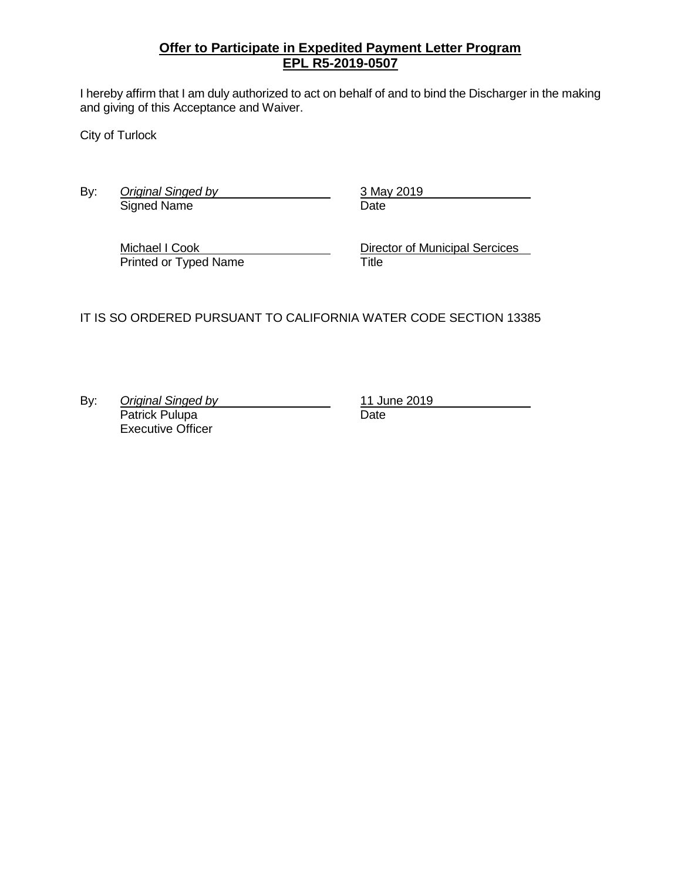**Offer to Participate in Expedited Payment Letter Program**
**EPL R5-2019-0507**

I hereby affirm that I am duly authorized to act on behalf of and to bind the Discharger in the making and giving of this Acceptance and Waiver.

City of Turlock

By: *Original Singed by* 3 May 2019
Signed Name Date

Michael I Cook Director of Municipal Sercices
Printed or Typed Name Title

IT IS SO ORDERED PURSUANT TO CALIFORNIA WATER CODE SECTION 13385

By: *Original Singed by* 11 June 2019
Patrick Pulupa Date
Executive Officer